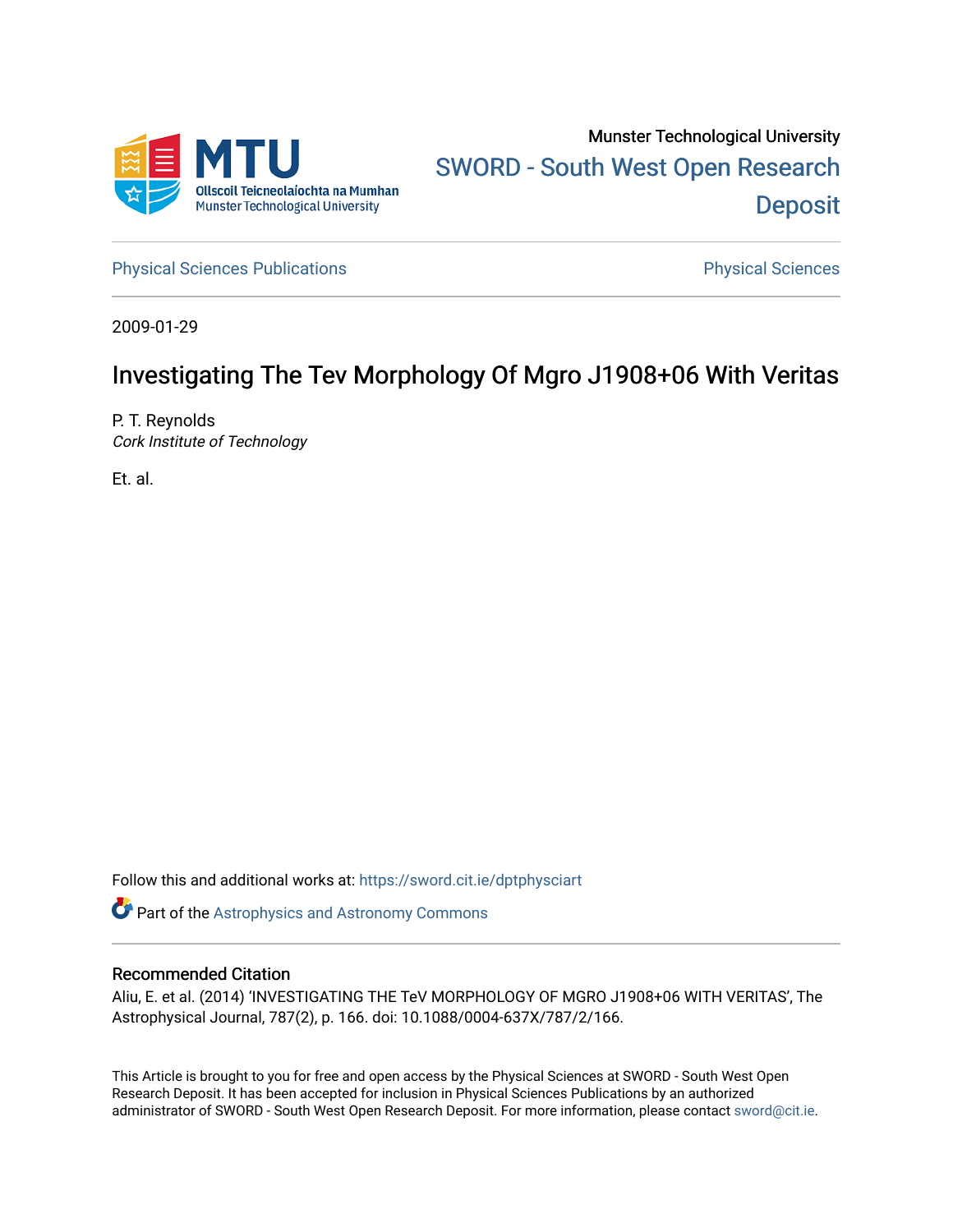Munster Technological University

SWORD - South West Open Research Deposit

Physical Sciences Publications

Physical Sciences

2009-01-29

# Investigating The Tev Morphology Of Mgro J1908+06 With Veritas

P. T. Reynolds
*Cork Institute of Technology*

Et. al.

Follow this and additional works at: https://sword.cit.ie/dptphysciart

Part of the Astrophysics and Astronomy Commons

## Recommended Citation

Aliu, E. et al. (2014) 'INVESTIGATING THE TeV MORPHOLOGY OF MGRO J1908+06 WITH VERITAS', The Astrophysical Journal, 787(2), p. 166. doi: 10.1088/0004-637X/787/2/166.

This Article is brought to you for free and open access by the Physical Sciences at SWORD - South West Open Research Deposit. It has been accepted for inclusion in Physical Sciences Publications by an authorized administrator of SWORD - South West Open Research Deposit. For more information, please contact sword@cit.ie.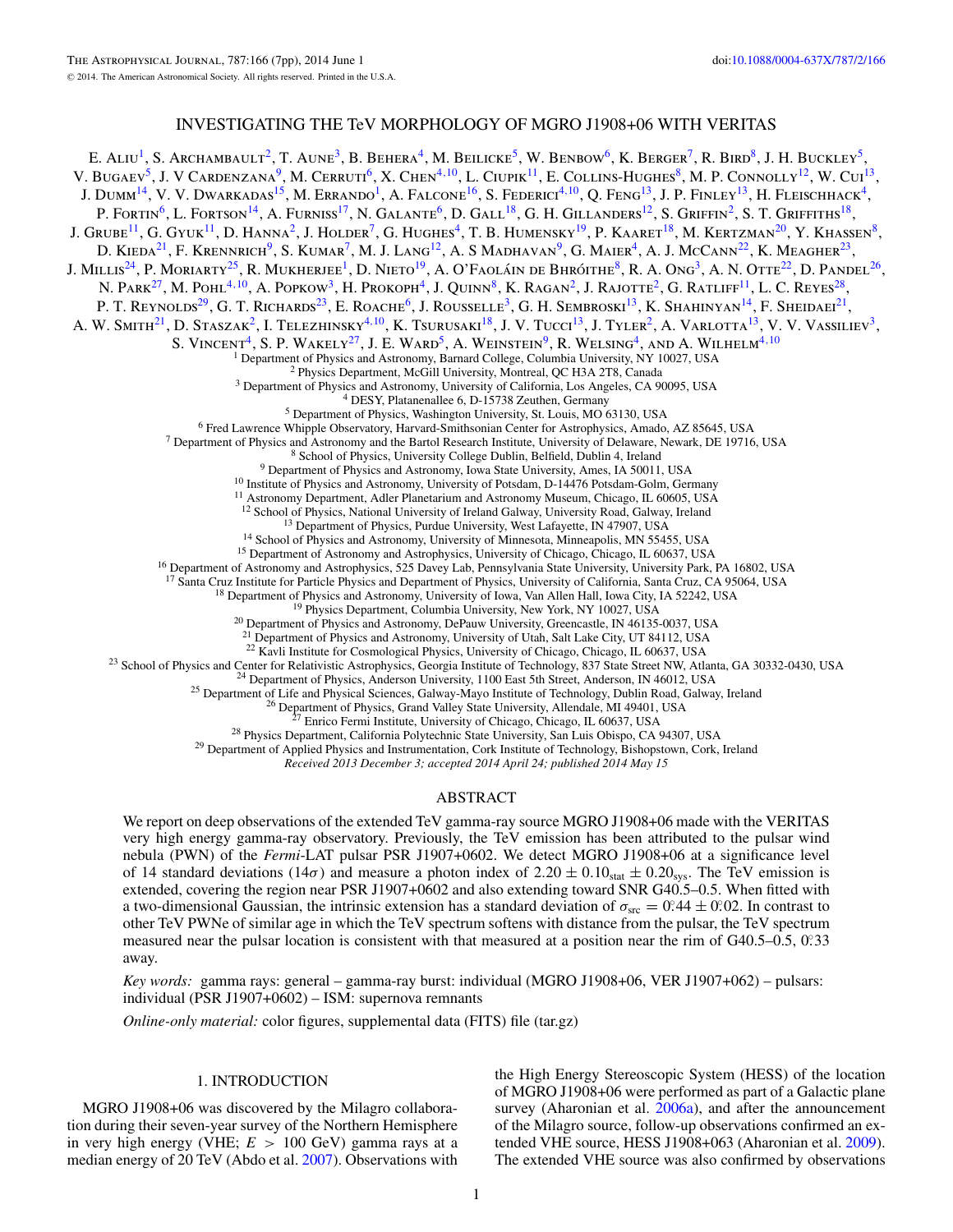# INVESTIGATING THE TeV MORPHOLOGY OF MGRO J1908+06 WITH VERITAS

E. Aliu[1], S. Archambault[2], T. Aune[3], B. Behera[4], M. Beilicke[5], W. Benbow[6], K. Berger[7], R. Bird[8], J. H. Buckley[5], V. Bugaev[5], J V Cardenzana[9], M. Cerruti[6], X. Chen[4,10], L. Ciupik[11], E. Collins-Hughes[8], M. P. Connolly[12], W. Cui[13], J. Dumm[14], V. V. Dwarkadas[15], M. Errando[1], A. Falcone[16], S. Federici[4,10], Q. Feng[13], J. P. Finley[13], H. Fleischhack[4], P. Fortin[6], L. Fortson[14], A. Furniss[17], N. Galante[6], D. Gall[18], G. H. Gillanders[12], S. Griffin[2], S. T. Griffiths[18], J. Grube[11], G. Gyuk[11], D. Hanna[2], J. Holder[7], G. Hughes[4], T. B. Humensky[19], P. Kaaret[18], M. Kertzman[20], Y. Khassen[8], D. Kieda[21], F. Krennrich[9], S. Kumar[7], M. J. Lang[12], A. S Madhavan[9], G. Maier[4], A. J. McCann[22], K. Meagher[23], J. Millis[24], P. Moriarty[25], R. Mukherjee[1], D. Nieto[19], A. O'Faoláin de Bhróithe[8], R. A. Ong[3], A. N. Otte[22], D. Pandel[26], N. Park[27], M. Pohl[4,10], A. Popkow[3], H. Prokoph[4], J. Quinn[8], K. Ragan[2], J. Rajotte[2], G. Ratliff[11], L. C. Reyes[28], P. T. Reynolds[29], G. T. Richards[23], E. Roache[6], J. Rousselle[3], G. H. Sembroski[13], K. Shahinyan[14], F. Sheidaei[21], A. W. Smith[21], D. Staszak[2], I. Telezhinsky[4,10], K. Tsurusaki[18], J. V. Tucci[13], J. Tyler[2], A. Varlotta[13], V. V. Vassiliev[3], S. Vincent[4], S. P. Wakely[27], J. E. Ward[5], A. Weinstein[9], R. Welsing[4], and A. Wilhelm[4,10]

[1] Department of Physics and Astronomy, Barnard College, Columbia University, NY 10027, USA
[2] Physics Department, McGill University, Montreal, QC H3A 2T8, Canada
[3] Department of Physics and Astronomy, University of California, Los Angeles, CA 90095, USA
[4] DESY, Platanenallee 6, D-15738 Zeuthen, Germany
[5] Department of Physics, Washington University, St. Louis, MO 63130, USA
[6] Fred Lawrence Whipple Observatory, Harvard-Smithsonian Center for Astrophysics, Amado, AZ 85645, USA
[7] Department of Physics and Astronomy and the Bartol Research Institute, University of Delaware, Newark, DE 19716, USA
[8] School of Physics, University College Dublin, Belfield, Dublin 4, Ireland
[9] Department of Physics and Astronomy, Iowa State University, Ames, IA 50011, USA
[10] Institute of Physics and Astronomy, University of Potsdam, D-14476 Potsdam-Golm, Germany
[11] Astronomy Department, Adler Planetarium and Astronomy Museum, Chicago, IL 60605, USA
[12] School of Physics, National University of Ireland Galway, University Road, Galway, Ireland
[13] Department of Physics, Purdue University, West Lafayette, IN 47907, USA
[14] School of Physics and Astronomy, University of Minnesota, Minneapolis, MN 55455, USA
[15] Department of Astronomy and Astrophysics, University of Chicago, Chicago, IL 60637, USA
[16] Department of Astronomy and Astrophysics, 525 Davey Lab, Pennsylvania State University, University Park, PA 16802, USA
[17] Santa Cruz Institute for Particle Physics and Department of Physics, University of California, Santa Cruz, CA 95064, USA
[18] Department of Physics and Astronomy, University of Iowa, Van Allen Hall, Iowa City, IA 52242, USA
[19] Physics Department, Columbia University, New York, NY 10027, USA
[20] Department of Physics and Astronomy, DePauw University, Greencastle, IN 46135-0037, USA
[21] Department of Physics and Astronomy, University of Utah, Salt Lake City, UT 84112, USA
[22] Kavli Institute for Cosmological Physics, University of Chicago, Chicago, IL 60637, USA
[23] School of Physics and Center for Relativistic Astrophysics, Georgia Institute of Technology, 837 State Street NW, Atlanta, GA 30332-0430, USA
[24] Department of Physics, Anderson University, 1100 East 5th Street, Anderson, IN 46012, USA
[25] Department of Life and Physical Sciences, Galway-Mayo Institute of Technology, Dublin Road, Galway, Ireland
[26] Department of Physics, Grand Valley State University, Allendale, MI 49401, USA
[27] Enrico Fermi Institute, University of Chicago, Chicago, IL 60637, USA
[28] Physics Department, California Polytechnic State University, San Luis Obispo, CA 94307, USA
[29] Department of Applied Physics and Instrumentation, Cork Institute of Technology, Bishopstown, Cork, Ireland

*Received 2013 December 3; accepted 2014 April 24; published 2014 May 15*

## ABSTRACT

We report on deep observations of the extended TeV gamma-ray source MGRO J1908+06 made with the VERITAS very high energy gamma-ray observatory. Previously, the TeV emission has been attributed to the pulsar wind nebula (PWN) of the *Fermi*-LAT pulsar PSR J1907+0602. We detect MGRO J1908+06 at a significance level of 14 standard deviations ($14\sigma$) and measure a photon index of $2.20 \pm 0.10_{\rm stat} \pm 0.20_{\rm sys}$. The TeV emission is extended, covering the region near PSR J1907+0602 and also extending toward SNR G40.5–0.5. When fitted with a two-dimensional Gaussian, the intrinsic extension has a standard deviation of $\sigma_{\rm src} = 0\overset{\circ}{.}44 \pm 0\overset{\circ}{.}02$. In contrast to other TeV PWNe of similar age in which the TeV spectrum softens with distance from the pulsar, the TeV spectrum measured near the pulsar location is consistent with that measured at a position near the rim of G40.5–0.5, $0\overset{\circ}{.}33$ away.

*Key words:* gamma rays: general – gamma-ray burst: individual (MGRO J1908+06, VER J1907+062) – pulsars: individual (PSR J1907+0602) – ISM: supernova remnants

*Online-only material:* color figures, supplemental data (FITS) file (tar.gz)

## 1. INTRODUCTION

MGRO J1908+06 was discovered by the Milagro collaboration during their seven-year survey of the Northern Hemisphere in very high energy (VHE; $E > 100$ GeV) gamma rays at a median energy of 20 TeV (Abdo et al. 2007). Observations with the High Energy Stereoscopic System (HESS) of the location of MGRO J1908+06 were performed as part of a Galactic plane survey (Aharonian et al. 2006a), and after the announcement of the Milagro source, follow-up observations confirmed an extended VHE source, HESS J1908+063 (Aharonian et al. 2009). The extended VHE source was also confirmed by observations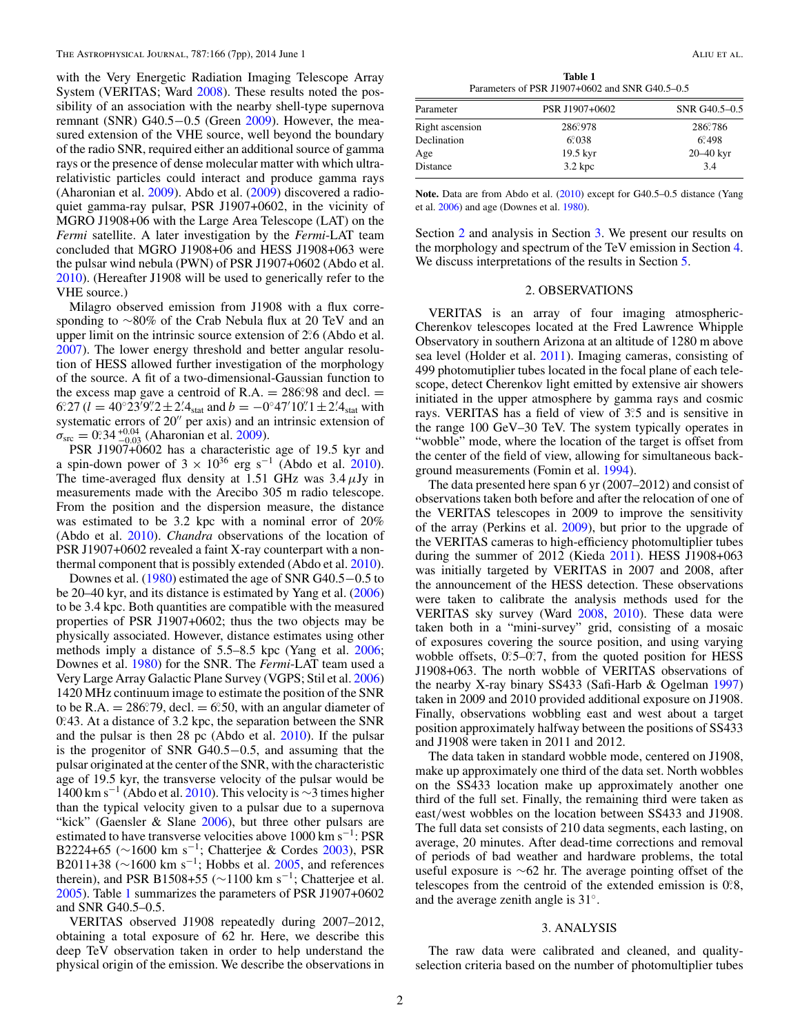with the Very Energetic Radiation Imaging Telescope Array System (VERITAS; Ward 2008). These results noted the possibility of an association with the nearby shell-type supernova remnant (SNR) G40.5−0.5 (Green 2009). However, the measured extension of the VHE source, well beyond the boundary of the radio SNR, required either an additional source of gamma rays or the presence of dense molecular matter with which ultra-relativistic particles could interact and produce gamma rays (Aharonian et al. 2009). Abdo et al. (2009) discovered a radio-quiet gamma-ray pulsar, PSR J1907+0602, in the vicinity of MGRO J1908+06 with the Large Area Telescope (LAT) on the *Fermi* satellite. A later investigation by the *Fermi*-LAT team concluded that MGRO J1908+06 and HESS J1908+063 were the pulsar wind nebula (PWN) of PSR J1907+0602 (Abdo et al. 2010). (Hereafter J1908 will be used to generically refer to the VHE source.)

Milagro observed emission from J1908 with a flux corresponding to ~80% of the Crab Nebula flux at 20 TeV and an upper limit on the intrinsic source extension of 2°.6 (Abdo et al. 2007). The lower energy threshold and better angular resolution of HESS allowed further investigation of the morphology of the source. A fit of a two-dimensional-Gaussian function to the excess map gave a centroid of R.A. = 286°.98 and decl. = 6°.27 ($l = 40°23'9''.2 \pm 2'.4_{\rm stat}$ and $b = -0°47'10''.1 \pm 2'.4_{\rm stat}$ with systematic errors of 20″ per axis) and an intrinsic extension of $\sigma_{\rm src} = 0°.34^{+0.04}_{-0.03}$ (Aharonian et al. 2009).

PSR J1907+0602 has a characteristic age of 19.5 kyr and a spin-down power of $3 \times 10^{36}$ erg s$^{-1}$ (Abdo et al. 2010). The time-averaged flux density at 1.51 GHz was 3.4 $\mu$Jy in measurements made with the Arecibo 305 m radio telescope. From the position and the dispersion measure, the distance was estimated to be 3.2 kpc with a nominal error of 20% (Abdo et al. 2010). *Chandra* observations of the location of PSR J1907+0602 revealed a faint X-ray counterpart with a non-thermal component that is possibly extended (Abdo et al. 2010).

Downes et al. (1980) estimated the age of SNR G40.5−0.5 to be 20–40 kyr, and its distance is estimated by Yang et al. (2006) to be 3.4 kpc. Both quantities are compatible with the measured properties of PSR J1907+0602; thus the two objects may be physically associated. However, distance estimates using other methods imply a distance of 5.5–8.5 kpc (Yang et al. 2006; Downes et al. 1980) for the SNR. The *Fermi*-LAT team used a Very Large Array Galactic Plane Survey (VGPS; Stil et al. 2006) 1420 MHz continuum image to estimate the position of the SNR to be R.A. = 286°.79, decl. = 6°.50, with an angular diameter of 0°.43. At a distance of 3.2 kpc, the separation between the SNR and the pulsar is then 28 pc (Abdo et al. 2010). If the pulsar is the progenitor of SNR G40.5−0.5, and assuming that the pulsar originated at the center of the SNR, with the characteristic age of 19.5 kyr, the transverse velocity of the pulsar would be 1400 km s$^{-1}$ (Abdo et al. 2010). This velocity is ~3 times higher than the typical velocity given to a pulsar due to a supernova "kick" (Gaensler & Slane 2006), but three other pulsars are estimated to have transverse velocities above 1000 km s$^{-1}$: PSR B2224+65 (~1600 km s$^{-1}$; Chatterjee & Cordes 2003), PSR B2011+38 (~1600 km s$^{-1}$; Hobbs et al. 2005, and references therein), and PSR B1508+55 (~1100 km s$^{-1}$; Chatterjee et al. 2005). Table 1 summarizes the parameters of PSR J1907+0602 and SNR G40.5–0.5.

VERITAS observed J1908 repeatedly during 2007–2012, obtaining a total exposure of 62 hr. Here, we describe this deep TeV observation taken in order to help understand the physical origin of the emission. We describe the observations in Section 2 and analysis in Section 3. We present our results on the morphology and spectrum of the TeV emission in Section 4. We discuss interpretations of the results in Section 5.

**Table 1**
Parameters of PSR J1907+0602 and SNR G40.5–0.5

| Parameter | PSR J1907+0602 | SNR G40.5–0.5 |
|---|---|---|
| Right ascension | 286°.978 | 286°.786 |
| Declination | 6°.038 | 6°.498 |
| Age | 19.5 kyr | 20–40 kyr |
| Distance | 3.2 kpc | 3.4 |

**Note.** Data are from Abdo et al. (2010) except for G40.5–0.5 distance (Yang et al. 2006) and age (Downes et al. 1980).

## 2. OBSERVATIONS

VERITAS is an array of four imaging atmospheric-Cherenkov telescopes located at the Fred Lawrence Whipple Observatory in southern Arizona at an altitude of 1280 m above sea level (Holder et al. 2011). Imaging cameras, consisting of 499 photomultiplier tubes located in the focal plane of each telescope, detect Cherenkov light emitted by extensive air showers initiated in the upper atmosphere by gamma rays and cosmic rays. VERITAS has a field of view of 3°.5 and is sensitive in the range 100 GeV–30 TeV. The system typically operates in "wobble" mode, where the location of the target is offset from the center of the field of view, allowing for simultaneous background measurements (Fomin et al. 1994).

The data presented here span 6 yr (2007–2012) and consist of observations taken both before and after the relocation of one of the VERITAS telescopes in 2009 to improve the sensitivity of the array (Perkins et al. 2009), but prior to the upgrade of the VERITAS cameras to high-efficiency photomultiplier tubes during the summer of 2012 (Kieda 2011). HESS J1908+063 was initially targeted by VERITAS in 2007 and 2008, after the announcement of the HESS detection. These observations were taken to calibrate the analysis methods used for the VERITAS sky survey (Ward 2008, 2010). These data were taken both in a "mini-survey" grid, consisting of a mosaic of exposures covering the source position, and using varying wobble offsets, 0°.5–0°.7, from the quoted position for HESS J1908+063. The north wobble of VERITAS observations of the nearby X-ray binary SS433 (Safi-Harb & Ogelman 1997) taken in 2009 and 2010 provided additional exposure on J1908. Finally, observations wobbling east and west about a target position approximately halfway between the positions of SS433 and J1908 were taken in 2011 and 2012.

The data taken in standard wobble mode, centered on J1908, make up approximately one third of the data set. North wobbles on the SS433 location make up approximately another one third of the full set. Finally, the remaining third were taken as east/west wobbles on the location between SS433 and J1908. The full data set consists of 210 data segments, each lasting, on average, 20 minutes. After dead-time corrections and removal of periods of bad weather and hardware problems, the total useful exposure is ~62 hr. The average pointing offset of the telescopes from the centroid of the extended emission is 0°.8, and the average zenith angle is 31°.

## 3. ANALYSIS

The raw data were calibrated and cleaned, and quality-selection criteria based on the number of photomultiplier tubes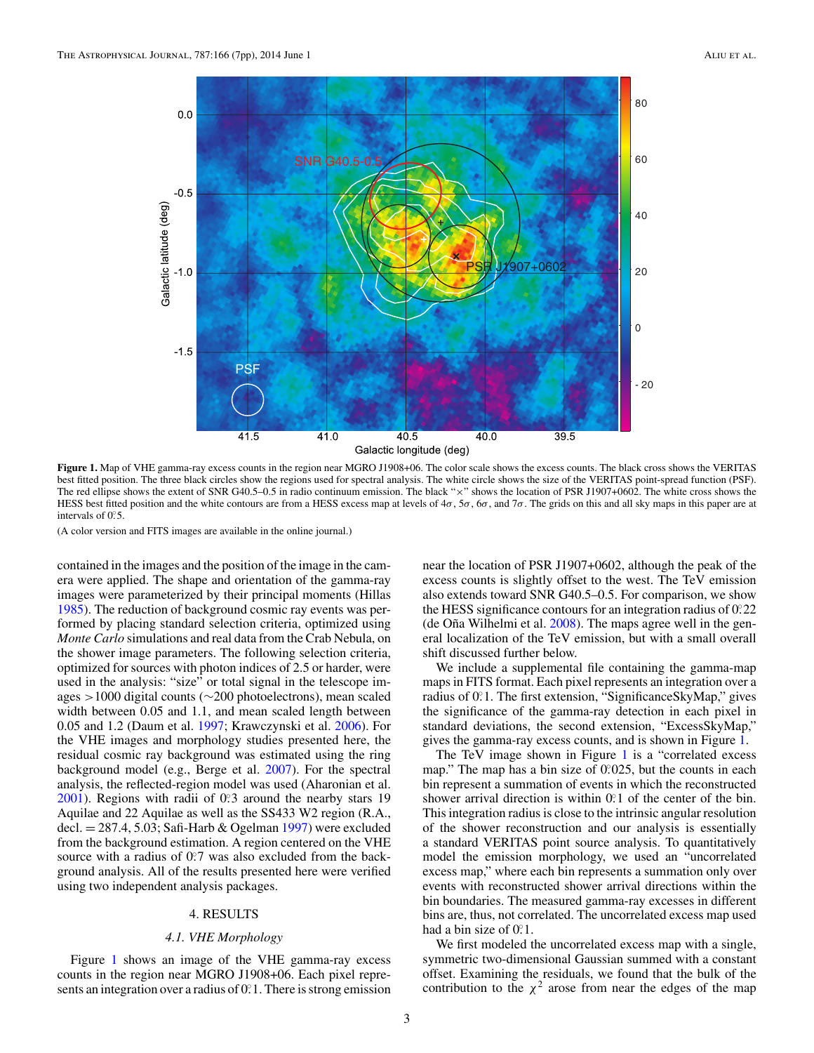**Figure 1.** Map of VHE gamma-ray excess counts in the region near MGRO J1908+06. The color scale shows the excess counts. The black cross shows the VERITAS best fitted position. The three black circles show the regions used for spectral analysis. The white circle shows the size of the VERITAS point-spread function (PSF). The red ellipse shows the extent of SNR G40.5–0.5 in radio continuum emission. The black "×" shows the location of PSR J1907+0602. The white cross shows the HESS best fitted position and the white contours are from a HESS excess map at levels of 4$\sigma$, 5$\sigma$, 6$\sigma$, and 7$\sigma$. The grids on this and all sky maps in this paper are at intervals of 0°.5.

(A color version and FITS images are available in the online journal.)

contained in the images and the position of the image in the camera were applied. The shape and orientation of the gamma-ray images were parameterized by their principal moments (Hillas 1985). The reduction of background cosmic ray events was performed by placing standard selection criteria, optimized using *Monte Carlo* simulations and real data from the Crab Nebula, on the shower image parameters. The following selection criteria, optimized for sources with photon indices of 2.5 or harder, were used in the analysis: "size" or total signal in the telescope images >1000 digital counts (∼200 photoelectrons), mean scaled width between 0.05 and 1.1, and mean scaled length between 0.05 and 1.2 (Daum et al. 1997; Krawczynski et al. 2006). For the VHE images and morphology studies presented here, the residual cosmic ray background was estimated using the ring background model (e.g., Berge et al. 2007). For the spectral analysis, the reflected-region model was used (Aharonian et al. 2001). Regions with radii of 0°.3 around the nearby stars 19 Aquilae and 22 Aquilae as well as the SS433 W2 region (R.A., decl. = 287.4, 5.03; Safi-Harb & Ogelman 1997) were excluded from the background estimation. A region centered on the VHE source with a radius of 0°.7 was also excluded from the background analysis. All of the results presented here were verified using two independent analysis packages.

## 4. RESULTS

### 4.1. *VHE Morphology*

Figure 1 shows an image of the VHE gamma-ray excess counts in the region near MGRO J1908+06. Each pixel represents an integration over a radius of 0°.1. There is strong emission near the location of PSR J1907+0602, although the peak of the excess counts is slightly offset to the west. The TeV emission also extends toward SNR G40.5–0.5. For comparison, we show the HESS significance contours for an integration radius of 0°.22 (de Oña Wilhelmi et al. 2008). The maps agree well in the general localization of the TeV emission, but with a small overall shift discussed further below.

We include a supplemental file containing the gamma-map maps in FITS format. Each pixel represents an integration over a radius of 0°.1. The first extension, "SignificanceSkyMap," gives the significance of the gamma-ray detection in each pixel in standard deviations, the second extension, "ExcessSkyMap," gives the gamma-ray excess counts, and is shown in Figure 1.

The TeV image shown in Figure 1 is a "correlated excess map." The map has a bin size of 0°.025, but the counts in each bin represent a summation of events in which the reconstructed shower arrival direction is within 0°.1 of the center of the bin. This integration radius is close to the intrinsic angular resolution of the shower reconstruction and our analysis is essentially a standard VERITAS point source analysis. To quantitatively model the emission morphology, we used an "uncorrelated excess map," where each bin represents a summation only over events with reconstructed shower arrival directions within the bin boundaries. The measured gamma-ray excesses in different bins are, thus, not correlated. The uncorrelated excess map used had a bin size of 0°.1.

We first modeled the uncorrelated excess map with a single, symmetric two-dimensional Gaussian summed with a constant offset. Examining the residuals, we found that the bulk of the contribution to the $\chi^2$ arose from near the edges of the map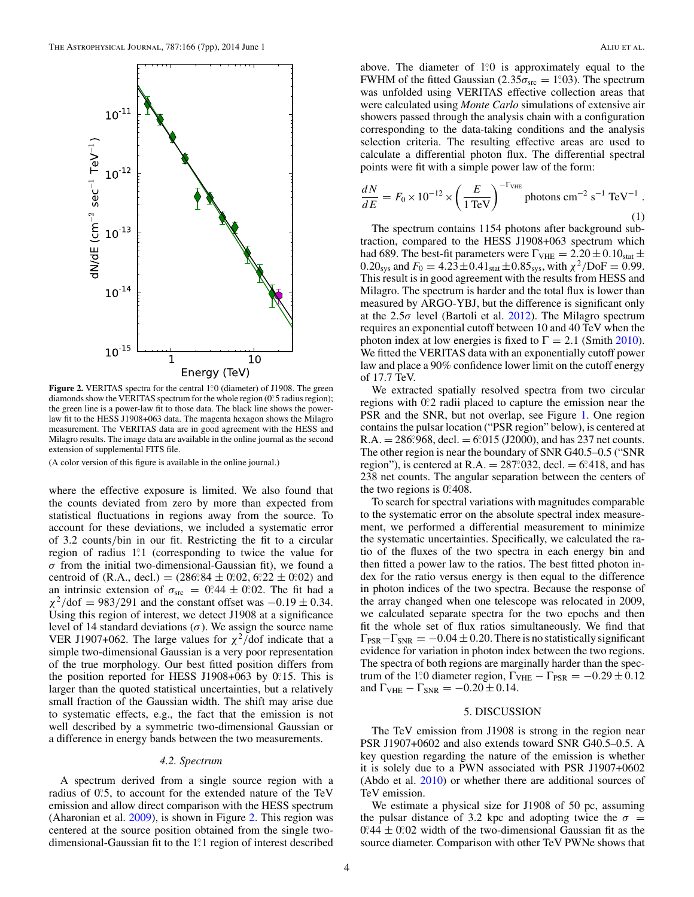**Figure 2.** VERITAS spectra for the central 1°.0 (diameter) of J1908. The green diamonds show the VERITAS spectrum for the whole region (0°.5 radius region); the green line is a power-law fit to those data. The black line shows the power-law fit to the HESS J1908+063 data. The magenta hexagon shows the Milagro measurement. The VERITAS data are in good agreement with the HESS and Milagro results. The image data are available in the online journal as the second extension of supplemental FITS file.

(A color version of this figure is available in the online journal.)

where the effective exposure is limited. We also found that the counts deviated from zero by more than expected from statistical fluctuations in regions away from the source. To account for these deviations, we included a systematic error of 3.2 counts/bin in our fit. Restricting the fit to a circular region of radius 1°.1 (corresponding to twice the value for $\sigma$ from the initial two-dimensional-Gaussian fit), we found a centroid of (R.A., decl.) = (286°.84 ± 0°.02, 6°.22 ± 0°.02) and an intrinsic extension of $\sigma_{\rm src}$ = 0°.44 ± 0°.02. The fit had a $\chi^2/\mathrm{dof} = 983/291$ and the constant offset was −0.19 ± 0.34. Using this region of interest, we detect J1908 at a significance level of 14 standard deviations ($\sigma$). We assign the source name VER J1907+062. The large values for $\chi^2/\mathrm{dof}$ indicate that a simple two-dimensional Gaussian is a very poor representation of the true morphology. Our best fitted position differs from the position reported for HESS J1908+063 by 0°.15. This is larger than the quoted statistical uncertainties, but a relatively small fraction of the Gaussian width. The shift may arise due to systematic effects, e.g., the fact that the emission is not well described by a symmetric two-dimensional Gaussian or a difference in energy bands between the two measurements.

### 4.2. Spectrum

A spectrum derived from a single source region with a radius of 0°.5, to account for the extended nature of the TeV emission and allow direct comparison with the HESS spectrum (Aharonian et al. 2009), is shown in Figure 2. This region was centered at the source position obtained from the single two-dimensional-Gaussian fit to the 1°.1 region of interest described above. The diameter of 1°.0 is approximately equal to the FWHM of the fitted Gaussian ($2.35\sigma_{\rm src}$ = 1°.03). The spectrum was unfolded using VERITAS effective collection areas that were calculated using *Monte Carlo* simulations of effective air showers passed through the analysis chain with a configuration corresponding to the data-taking conditions and the analysis selection criteria. The resulting effective areas are used to calculate a differential photon flux. The differential spectral points were fit with a simple power law of the form:

$$\frac{dN}{dE} = F_0 \times 10^{-12} \times \left(\frac{E}{1\,\mathrm{TeV}}\right)^{-\Gamma_{\rm VHE}} \text{ photons cm}^{-2}\,\text{s}^{-1}\,\text{TeV}^{-1}. \quad (1)$$

The spectrum contains 1154 photons after background subtraction, compared to the HESS J1908+063 spectrum which had 689. The best-fit parameters were $\Gamma_{\rm VHE} = 2.20 \pm 0.10_{\rm stat} \pm 0.20_{\rm sys}$ and $F_0 = 4.23 \pm 0.41_{\rm stat} \pm 0.85_{\rm sys}$, with $\chi^2/\mathrm{DoF} = 0.99$. This result is in good agreement with the results from HESS and Milagro. The spectrum is harder and the total flux is lower than measured by ARGO-YBJ, but the difference is significant only at the 2.5$\sigma$ level (Bartoli et al. 2012). The Milagro spectrum requires an exponential cutoff between 10 and 40 TeV when the photon index at low energies is fixed to $\Gamma = 2.1$ (Smith 2010). We fitted the VERITAS data with an exponentially cutoff power law and place a 90% confidence lower limit on the cutoff energy of 17.7 TeV.

We extracted spatially resolved spectra from two circular regions with 0°.2 radii placed to capture the emission near the PSR and the SNR, but not overlap, see Figure 1. One region contains the pulsar location ("PSR region" below), is centered at R.A. = 286°.968, decl. = 6°.015 (J2000), and has 237 net counts. The other region is near the boundary of SNR G40.5–0.5 ("SNR region"), is centered at R.A. = 287°.032, decl. = 6°.418, and has 238 net counts. The angular separation between the centers of the two regions is 0°.408.

To search for spectral variations with magnitudes comparable to the systematic error on the absolute spectral index measurement, we performed a differential measurement to minimize the systematic uncertainties. Specifically, we calculated the ratio of the fluxes of the two spectra in each energy bin and then fitted a power law to the ratios. The best fitted photon index for the ratio versus energy is then equal to the difference in photon indices of the two spectra. Because the response of the array changed when one telescope was relocated in 2009, we calculated separate spectra for the two epochs and then fit the whole set of flux ratios simultaneously. We find that $\Gamma_{\rm PSR} - \Gamma_{\rm SNR} = -0.04 \pm 0.20$. There is no statistically significant evidence for variation in photon index between the two regions. The spectra of both regions are marginally harder than the spectrum of the 1°.0 diameter region, $\Gamma_{\rm VHE} - \Gamma_{\rm PSR} = -0.29 \pm 0.12$ and $\Gamma_{\rm VHE} - \Gamma_{\rm SNR} = -0.20 \pm 0.14$.

## 5. DISCUSSION

The TeV emission from J1908 is strong in the region near PSR J1907+0602 and also extends toward SNR G40.5–0.5. A key question regarding the nature of the emission is whether it is solely due to a PWN associated with PSR J1907+0602 (Abdo et al. 2010) or whether there are additional sources of TeV emission.

We estimate a physical size for J1908 of 50 pc, assuming the pulsar distance of 3.2 kpc and adopting twice the $\sigma$ = 0°.44 ± 0°.02 width of the two-dimensional Gaussian fit as the source diameter. Comparison with other TeV PWNe shows that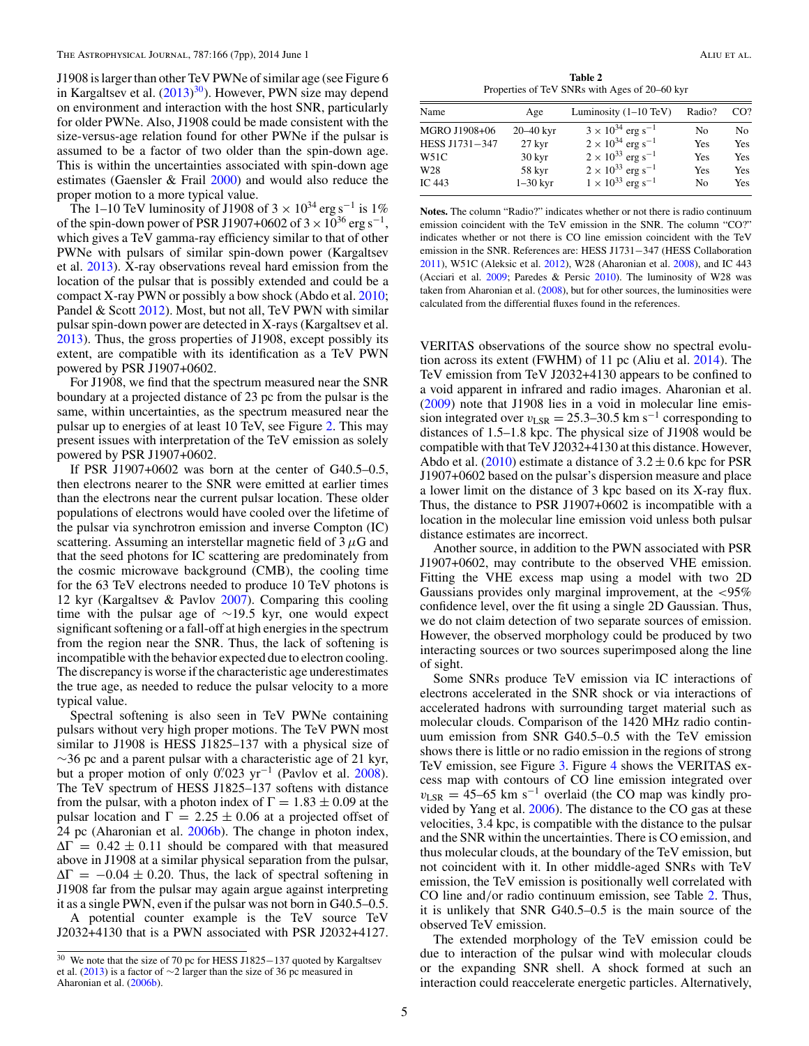J1908 is larger than other TeV PWNe of similar age (see Figure 6 in Kargaltsev et al. (2013)[30]). However, PWN size may depend on environment and interaction with the host SNR, particularly for older PWNe. Also, J1908 could be made consistent with the size-versus-age relation found for other PWNe if the pulsar is assumed to be a factor of two older than the spin-down age. This is within the uncertainties associated with spin-down age estimates (Gaensler & Frail 2000) and would also reduce the proper motion to a more typical value.

The 1–10 TeV luminosity of J1908 of $3 \times 10^{34}$ erg s$^{-1}$ is 1% of the spin-down power of PSR J1907+0602 of $3 \times 10^{36}$ erg s$^{-1}$, which gives a TeV gamma-ray efficiency similar to that of other PWNe with pulsars of similar spin-down power (Kargaltsev et al. 2013). X-ray observations reveal hard emission from the location of the pulsar that is possibly extended and could be a compact X-ray PWN or possibly a bow shock (Abdo et al. 2010; Pandel & Scott 2012). Most, but not all, TeV PWN with similar pulsar spin-down power are detected in X-rays (Kargaltsev et al. 2013). Thus, the gross properties of J1908, except possibly its extent, are compatible with its identification as a TeV PWN powered by PSR J1907+0602.

For J1908, we find that the spectrum measured near the SNR boundary at a projected distance of 23 pc from the pulsar is the same, within uncertainties, as the spectrum measured near the pulsar up to energies of at least 10 TeV, see Figure 2. This may present issues with interpretation of the TeV emission as solely powered by PSR J1907+0602.

If PSR J1907+0602 was born at the center of G40.5–0.5, then electrons nearer to the SNR were emitted at earlier times than the electrons near the current pulsar location. These older populations of electrons would have cooled over the lifetime of the pulsar via synchrotron emission and inverse Compton (IC) scattering. Assuming an interstellar magnetic field of 3 $\mu$G and that the seed photons for IC scattering are predominately from the cosmic microwave background (CMB), the cooling time for the 63 TeV electrons needed to produce 10 TeV photons is 12 kyr (Kargaltsev & Pavlov 2007). Comparing this cooling time with the pulsar age of $\sim$19.5 kyr, one would expect significant softening or a fall-off at high energies in the spectrum from the region near the SNR. Thus, the lack of softening is incompatible with the behavior expected due to electron cooling. The discrepancy is worse if the characteristic age underestimates the true age, as needed to reduce the pulsar velocity to a more typical value.

Spectral softening is also seen in TeV PWNe containing pulsars without very high proper motions. The TeV PWN most similar to J1908 is HESS J1825–137 with a physical size of $\sim$36 pc and a parent pulsar with a characteristic age of 21 kyr, but a proper motion of only $0\farcs023$ yr$^{-1}$ (Pavlov et al. 2008). The TeV spectrum of HESS J1825–137 softens with distance from the pulsar, with a photon index of $\Gamma = 1.83 \pm 0.09$ at the pulsar location and $\Gamma = 2.25 \pm 0.06$ at a projected offset of 24 pc (Aharonian et al. 2006b). The change in photon index, $\Delta\Gamma = 0.42 \pm 0.11$ should be compared with that measured above in J1908 at a similar physical separation from the pulsar, $\Delta\Gamma = -0.04 \pm 0.20$. Thus, the lack of spectral softening in J1908 far from the pulsar may again argue against interpreting it as a single PWN, even if the pulsar was not born in G40.5–0.5.

A potential counter example is the TeV source TeV J2032+4130 that is a PWN associated with PSR J2032+4127. VERITAS observations of the source show no spectral evolution across its extent (FWHM) of 11 pc (Aliu et al. 2014). The TeV emission from TeV J2032+4130 appears to be confined to a void apparent in infrared and radio images. Aharonian et al. (2009) note that J1908 lies in a void in molecular line emission integrated over $v_{\rm LSR} = 25.3$–$30.5$ km s$^{-1}$ corresponding to distances of 1.5–1.8 kpc. The physical size of J1908 would be compatible with that TeV J2032+4130 at this distance. However, Abdo et al. (2010) estimate a distance of $3.2 \pm 0.6$ kpc for PSR J1907+0602 based on the pulsar's dispersion measure and place a lower limit on the distance of 3 kpc based on its X-ray flux. Thus, the distance to PSR J1907+0602 is incompatible with a location in the molecular line emission void unless both pulsar distance estimates are incorrect.

Another source, in addition to the PWN associated with PSR J1907+0602, may contribute to the observed VHE emission. Fitting the VHE excess map using a model with two 2D Gaussians provides only marginal improvement, at the <95% confidence level, over the fit using a single 2D Gaussian. Thus, we do not claim detection of two separate sources of emission. However, the observed morphology could be produced by two interacting sources or two sources superimposed along the line of sight.

Some SNRs produce TeV emission via IC interactions of electrons accelerated in the SNR shock or via interactions of accelerated hadrons with surrounding target material such as molecular clouds. Comparison of the 1420 MHz radio continuum emission from SNR G40.5–0.5 with the TeV emission shows there is little or no radio emission in the regions of strong TeV emission, see Figure 3. Figure 4 shows the VERITAS excess map with contours of CO line emission integrated over $v_{\rm LSR} = 45$–$65$ km s$^{-1}$ overlaid (the CO map was kindly provided by Yang et al. 2006). The distance to the CO gas at these velocities, 3.4 kpc, is compatible with the distance to the pulsar and the SNR within the uncertainties. There is CO emission, and thus molecular clouds, at the boundary of the TeV emission, but not coincident with it. In other middle-aged SNRs with TeV emission, the TeV emission is positionally well correlated with CO line and/or radio continuum emission, see Table 2. Thus, it is unlikely that SNR G40.5–0.5 is the main source of the observed TeV emission.

The extended morphology of the TeV emission could be due to interaction of the pulsar wind with molecular clouds or the expanding SNR shell. A shock formed at such an interaction could reaccelerate energetic particles. Alternatively,

**Table 2**
Properties of TeV SNRs with Ages of 20–60 kyr

| Name | Age | Luminosity (1–10 TeV) | Radio? | CO? |
|---|---|---|---|---|
| MGRO J1908+06 | 20–40 kyr | $3 \times 10^{34}$ erg s$^{-1}$ | No | No |
| HESS J1731−347 | 27 kyr | $2 \times 10^{34}$ erg s$^{-1}$ | Yes | Yes |
| W51C | 30 kyr | $2 \times 10^{33}$ erg s$^{-1}$ | Yes | Yes |
| W28 | 58 kyr | $2 \times 10^{33}$ erg s$^{-1}$ | Yes | Yes |
| IC 443 | 1–30 kyr | $1 \times 10^{33}$ erg s$^{-1}$ | No | Yes |

**Notes.** The column "Radio?" indicates whether or not there is radio continuum emission coincident with the TeV emission in the SNR. The column "CO?" indicates whether or not there is CO line emission coincident with the TeV emission in the SNR. References are: HESS J1731−347 (HESS Collaboration 2011), W51C (Aleksic et al. 2012), W28 (Aharonian et al. 2008), and IC 443 (Acciari et al. 2009; Paredes & Persic 2010). The luminosity of W28 was taken from Aharonian et al. (2008), but for other sources, the luminosities were calculated from the differential fluxes found in the references.

[30] We note that the size of 70 pc for HESS J1825−137 quoted by Kargaltsev et al. (2013) is a factor of $\sim$2 larger than the size of 36 pc measured in Aharonian et al. (2006b).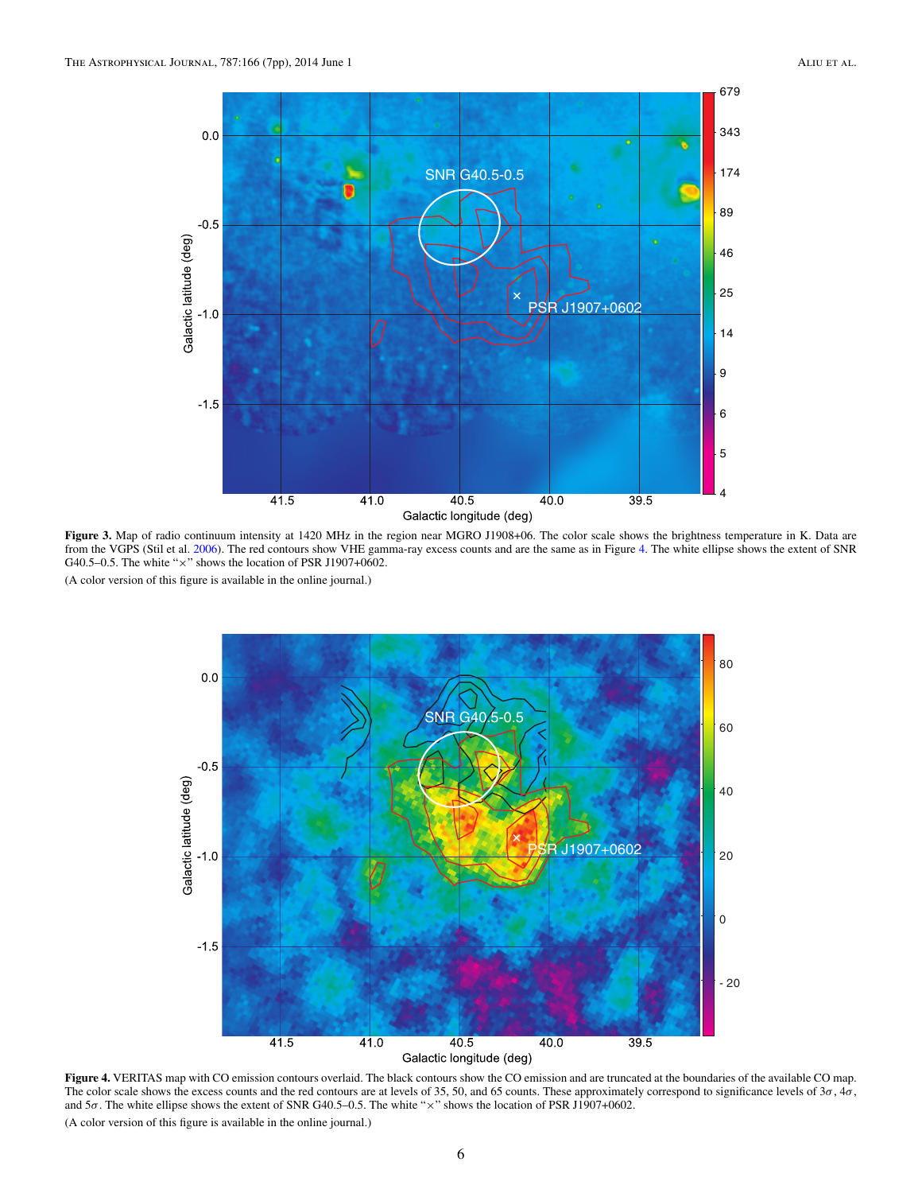**Figure 3.** Map of radio continuum intensity at 1420 MHz in the region near MGRO J1908+06. The color scale shows the brightness temperature in K. Data are from the VGPS (Stil et al. 2006). The red contours show VHE gamma-ray excess counts and are the same as in Figure 4. The white ellipse shows the extent of SNR G40.5–0.5. The white "×" shows the location of PSR J1907+0602.

(A color version of this figure is available in the online journal.)

**Figure 4.** VERITAS map with CO emission contours overlaid. The black contours show the CO emission and are truncated at the boundaries of the available CO map. The color scale shows the excess counts and the red contours are at levels of 35, 50, and 65 counts. These approximately correspond to significance levels of $3\sigma$, $4\sigma$, and $5\sigma$. The white ellipse shows the extent of SNR G40.5–0.5. The white "×" shows the location of PSR J1907+0602.

(A color version of this figure is available in the online journal.)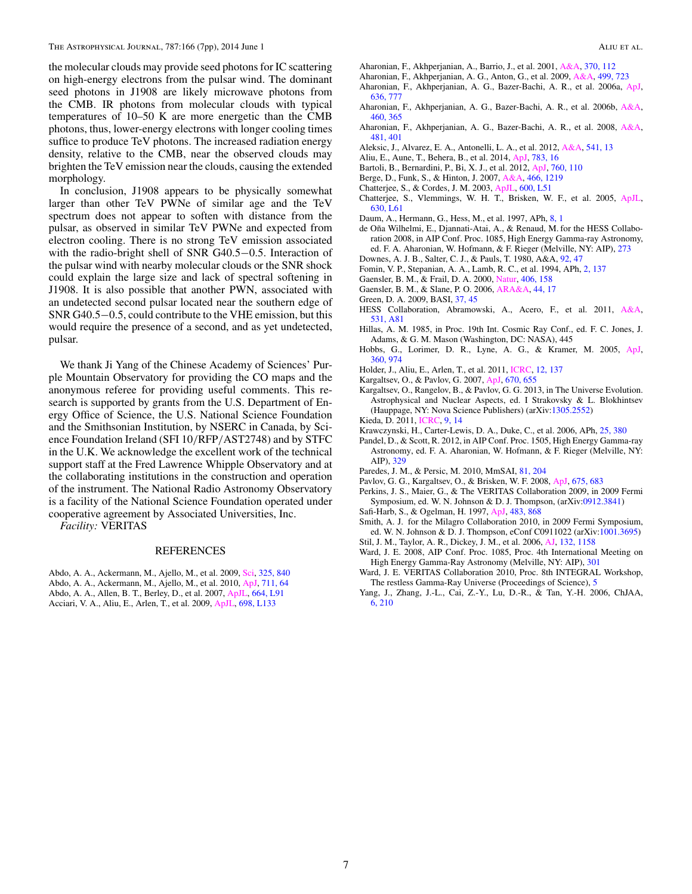the molecular clouds may provide seed photons for IC scattering on high-energy electrons from the pulsar wind. The dominant seed photons in J1908 are likely microwave photons from the CMB. IR photons from molecular clouds with typical temperatures of 10–50 K are more energetic than the CMB photons, thus, lower-energy electrons with longer cooling times suffice to produce TeV photons. The increased radiation energy density, relative to the CMB, near the observed clouds may brighten the TeV emission near the clouds, causing the extended morphology.

In conclusion, J1908 appears to be physically somewhat larger than other TeV PWNe of similar age and the TeV spectrum does not appear to soften with distance from the pulsar, as observed in similar TeV PWNe and expected from electron cooling. There is no strong TeV emission associated with the radio-bright shell of SNR G40.5−0.5. Interaction of the pulsar wind with nearby molecular clouds or the SNR shock could explain the large size and lack of spectral softening in J1908. It is also possible that another PWN, associated with an undetected second pulsar located near the southern edge of SNR G40.5−0.5, could contribute to the VHE emission, but this would require the presence of a second, and as yet undetected, pulsar.

We thank Ji Yang of the Chinese Academy of Sciences' Purple Mountain Observatory for providing the CO maps and the anonymous referee for providing useful comments. This research is supported by grants from the U.S. Department of Energy Office of Science, the U.S. National Science Foundation and the Smithsonian Institution, by NSERC in Canada, by Science Foundation Ireland (SFI 10/RFP/AST2748) and by STFC in the U.K. We acknowledge the excellent work of the technical support staff at the Fred Lawrence Whipple Observatory and at the collaborating institutions in the construction and operation of the instrument. The National Radio Astronomy Observatory is a facility of the National Science Foundation operated under cooperative agreement by Associated Universities, Inc.

*Facility:* VERITAS

## REFERENCES

Abdo, A. A., Ackermann, M., Ajello, M., et al. 2009, Sci, 325, 840
Abdo, A. A., Ackermann, M., Ajello, M., et al. 2010, ApJ, 711, 64
Abdo, A. A., Allen, B. T., Berley, D., et al. 2007, ApJL, 664, L91
Acciari, V. A., Aliu, E., Arlen, T., et al. 2009, ApJL, 698, L133
Aharonian, F., Akhperjanian, A., Barrio, J., et al. 2001, A&A, 370, 112
Aharonian, F., Akhperjanian, A. G., Anton, G., et al. 2009, A&A, 499, 723
Aharonian, F., Akhperjanian, A. G., Bazer-Bachi, A. R., et al. 2006a, ApJ, 636, 777
Aharonian, F., Akhperjanian, A. G., Bazer-Bachi, A. R., et al. 2006b, A&A, 460, 365
Aharonian, F., Akhperjanian, A. G., Bazer-Bachi, A. R., et al. 2008, A&A, 481, 401
Aleksic, J., Alvarez, E. A., Antonelli, L. A., et al. 2012, A&A, 541, 13
Aliu, E., Aune, T., Behera, B., et al. 2014, ApJ, 783, 16
Bartoli, B., Bernardini, P., Bi, X. J., et al. 2012, ApJ, 760, 110
Berge, D., Funk, S., & Hinton, J. 2007, A&A, 466, 1219
Chatterjee, S., & Cordes, J. M. 2003, ApJL, 600, L51
Chatterjee, S., Vlemmings, W. H. T., Brisken, W. F., et al. 2005, ApJL, 630, L61
Daum, A., Hermann, G., Hess, M., et al. 1997, APh, 8, 1
de Oña Wilhelmi, E., Djannati-Atai, A., & Renaud, M. for the HESS Collaboration 2008, in AIP Conf. Proc. 1085, High Energy Gamma-ray Astronomy, ed. F. A. Aharonian, W. Hofmann, & F. Rieger (Melville, NY: AIP), 273
Downes, A. J. B., Salter, C. J., & Pauls, T. 1980, A&A, 92, 47
Fomin, V. P., Stepanian, A. A., Lamb, R. C., et al. 1994, APh, 2, 137
Gaensler, B. M., & Frail, D. A. 2000, Natur, 406, 158
Gaensler, B. M., & Slane, P. O. 2006, ARA&A, 44, 17
Green, D. A. 2009, BASI, 37, 45
HESS Collaboration, Abramowski, A., Acero, F., et al. 2011, A&A, 531, A81
Hillas, A. M. 1985, in Proc. 19th Int. Cosmic Ray Conf., ed. F. C. Jones, J. Adams, & G. M. Mason (Washington, DC: NASA), 445
Hobbs, G., Lorimer, D. R., Lyne, A. G., & Kramer, M. 2005, ApJ, 360, 974
Holder, J., Aliu, E., Arlen, T., et al. 2011, ICRC, 12, 137
Kargaltsev, O., & Pavlov, G. 2007, ApJ, 670, 655
Kargaltsev, O., Rangelov, B., & Pavlov, G. G. 2013, in The Universe Evolution. Astrophysical and Nuclear Aspects, ed. I Strakovsky & L. Blokhintsev (Hauppage, NY: Nova Science Publishers) (arXiv:1305.2552)
Kieda, D. 2011, ICRC, 9, 14
Krawczynski, H., Carter-Lewis, D. A., Duke, C., et al. 2006, APh, 25, 380
Pandel, D., & Scott, R. 2012, in AIP Conf. Proc. 1505, High Energy Gamma-ray Astronomy, ed. F. A. Aharonian, W. Hofmann, & F. Rieger (Melville, NY: AIP), 329
Paredes, J. M., & Persic, M. 2010, MmSAI, 81, 204
Pavlov, G. G., Kargaltsev, O., & Brisken, W. F. 2008, ApJ, 675, 683
Perkins, J. S., Maier, G., & The VERITAS Collaboration 2009, in 2009 Fermi Symposium, ed. W. N. Johnson & D. J. Thompson, (arXiv:0912.3841)
Safi-Harb, S., & Ogelman, H. 1997, ApJ, 483, 868
Smith, A. J. for the Milagro Collaboration 2010, in 2009 Fermi Symposium, ed. W. N. Johnson & D. J. Thompson, eConf C0911022 (arXiv:1001.3695)
Stil, J. M., Taylor, A. R., Dickey, J. M., et al. 2006, AJ, 132, 1158
Ward, J. E. 2008, AIP Conf. Proc. 1085, Proc. 4th International Meeting on High Energy Gamma-Ray Astronomy (Melville, NY: AIP), 301
Ward, J. E. VERITAS Collaboration 2010, Proc. 8th INTEGRAL Workshop, The restless Gamma-Ray Universe (Proceedings of Science), 5
Yang, J., Zhang, J.-L., Cai, Z.-Y., Lu, D.-R., & Tan, Y.-H. 2006, ChJAA, 6, 210